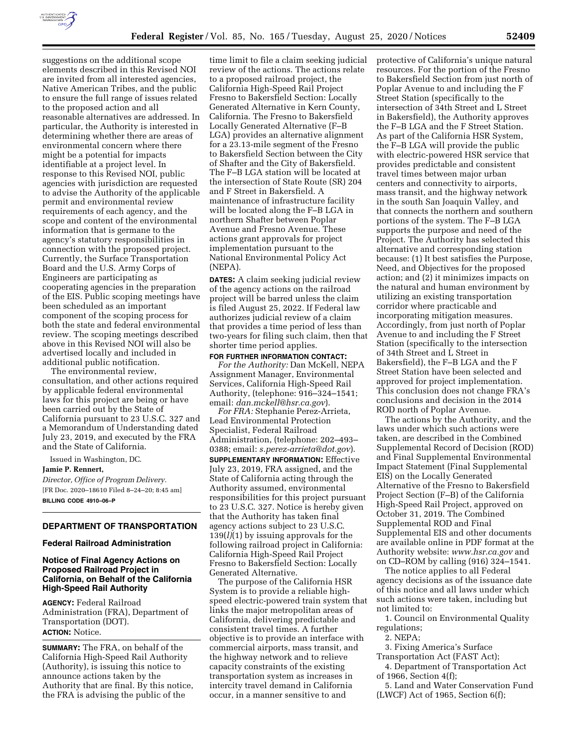suggestions on the additional scope elements described in this Revised NOI are invited from all interested agencies, Native American Tribes, and the public to ensure the full range of issues related to the proposed action and all reasonable alternatives are addressed. In particular, the Authority is interested in determining whether there are areas of environmental concern where there might be a potential for impacts identifiable at a project level. In response to this Revised NOI, public agencies with jurisdiction are requested to advise the Authority of the applicable permit and environmental review requirements of each agency, and the scope and content of the environmental information that is germane to the agency's statutory responsibilities in connection with the proposed project. Currently, the Surface Transportation Board and the U.S. Army Corps of Engineers are participating as cooperating agencies in the preparation of the EIS. Public scoping meetings have been scheduled as an important component of the scoping process for both the state and federal environmental review. The scoping meetings described above in this Revised NOI will also be advertised locally and included in additional public notification.

The environmental review, consultation, and other actions required by applicable federal environmental laws for this project are being or have been carried out by the State of California pursuant to 23 U.S.C. 327 and a Memorandum of Understanding dated July 23, 2019, and executed by the FRA and the State of California.

Issued in Washington, DC.

**Jamie P. Rennert,**

*Director, Office of Program Delivery.*

[FR Doc. 2020–18610 Filed 8–24–20; 8:45 am]

**BILLING CODE 4910–06–P**

## DEPARTMENT OF TRANSPORTATION

### Federal Railroad Administration

### Notice of Final Agency Actions on Proposed Railroad Project in California, on Behalf of the California High-Speed Rail Authority

**AGENCY:** Federal Railroad Administration (FRA), Department of Transportation (DOT).

**ACTION:** Notice.

**SUMMARY:** The FRA, on behalf of the California High-Speed Rail Authority (Authority), is issuing this notice to announce actions taken by the Authority that are final. By this notice, the FRA is advising the public of the time limit to file a claim seeking judicial review of the actions. The actions relate to a proposed railroad project, the California High-Speed Rail Project Fresno to Bakersfield Section: Locally Generated Alternative in Kern County, California. The Fresno to Bakersfield Locally Generated Alternative (F–B LGA) provides an alternative alignment for a 23.13-mile segment of the Fresno to Bakersfield Section between the City of Shafter and the City of Bakersfield. The F–B LGA station will be located at the intersection of State Route (SR) 204 and F Street in Bakersfield. A maintenance of infrastructure facility will be located along the F–B LGA in northern Shafter between Poplar Avenue and Fresno Avenue. These actions grant approvals for project implementation pursuant to the National Environmental Policy Act (NEPA).

**DATES:** A claim seeking judicial review of the agency actions on the railroad project will be barred unless the claim is filed August 25, 2022. If Federal law authorizes judicial review of a claim that provides a time period of less than two-years for filing such claim, then that shorter time period applies.

**FOR FURTHER INFORMATION CONTACT:**

*For the Authority:* Dan McKell, NEPA Assignment Manager, Environmental Services, California High-Speed Rail Authority, (telephone: 916–324–1541; email: *dan.mckell@hsr.ca.gov*).

*For FRA:* Stephanie Perez-Arrieta, Lead Environmental Protection Specialist, Federal Railroad Administration, (telephone: 202–493–0388; email: *s.perez-arrieta@dot.gov*).

**SUPPLEMENTARY INFORMATION:** Effective July 23, 2019, FRA assigned, and the State of California acting through the Authority assumed, environmental responsibilities for this project pursuant to 23 U.S.C. 327. Notice is hereby given that the Authority has taken final agency actions subject to 23 U.S.C. 139(*l*)(1) by issuing approvals for the following railroad project in California: California High-Speed Rail Project Fresno to Bakersfield Section: Locally Generated Alternative.

The purpose of the California HSR System is to provide a reliable high-speed electric-powered train system that links the major metropolitan areas of California, delivering predictable and consistent travel times. A further objective is to provide an interface with commercial airports, mass transit, and the highway network and to relieve capacity constraints of the existing transportation system as increases in intercity travel demand in California occur, in a manner sensitive to and protective of California's unique natural resources. For the portion of the Fresno to Bakersfield Section from just north of Poplar Avenue to and including the F Street Station (specifically to the intersection of 34th Street and L Street in Bakersfield), the Authority approves the F–B LGA and the F Street Station. As part of the California HSR System, the F–B LGA will provide the public with electric-powered HSR service that provides predictable and consistent travel times between major urban centers and connectivity to airports, mass transit, and the highway network in the south San Joaquin Valley, and that connects the northern and southern portions of the system. The F–B LGA supports the purpose and need of the Project. The Authority has selected this alternative and corresponding station because: (1) It best satisfies the Purpose, Need, and Objectives for the proposed action; and (2) it minimizes impacts on the natural and human environment by utilizing an existing transportation corridor where practicable and incorporating mitigation measures. Accordingly, from just north of Poplar Avenue to and including the F Street Station (specifically to the intersection of 34th Street and L Street in Bakersfield), the F–B LGA and the F Street Station have been selected and approved for project implementation. This conclusion does not change FRA's conclusions and decision in the 2014 ROD north of Poplar Avenue.

The actions by the Authority, and the laws under which such actions were taken, are described in the Combined Supplemental Record of Decision (ROD) and Final Supplemental Environmental Impact Statement (Final Supplemental EIS) on the Locally Generated Alternative of the Fresno to Bakersfield Project Section (F–B) of the California High-Speed Rail Project, approved on October 31, 2019. The Combined Supplemental ROD and Final Supplemental EIS and other documents are available online in PDF format at the Authority website: *www.hsr.ca.gov* and on CD–ROM by calling (916) 324–1541.

The notice applies to all Federal agency decisions as of the issuance date of this notice and all laws under which such actions were taken, including but not limited to:

1. Council on Environmental Quality regulations;
2. NEPA;
3. Fixing America's Surface Transportation Act (FAST Act);
4. Department of Transportation Act of 1966, Section 4(f);
5. Land and Water Conservation Fund (LWCF) Act of 1965, Section 6(f);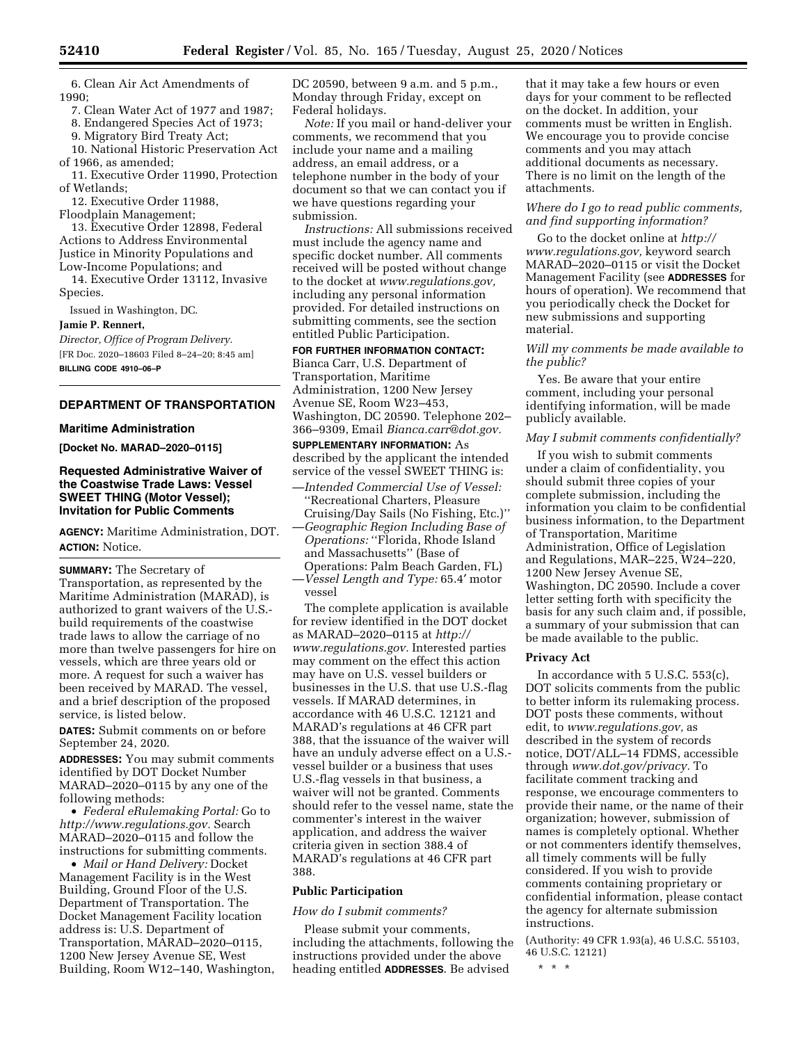6. Clean Air Act Amendments of 1990;

7. Clean Water Act of 1977 and 1987;

8. Endangered Species Act of 1973;

9. Migratory Bird Treaty Act;

10. National Historic Preservation Act of 1966, as amended;

11. Executive Order 11990, Protection of Wetlands;

12. Executive Order 11988, Floodplain Management;

13. Executive Order 12898, Federal Actions to Address Environmental Justice in Minority Populations and Low-Income Populations; and

14. Executive Order 13112, Invasive Species.

Issued in Washington, DC.

**Jamie P. Rennert,**

*Director, Office of Program Delivery.*

[FR Doc. 2020–18603 Filed 8–24–20; 8:45 am]

**BILLING CODE 4910–06–P**

---

## DEPARTMENT OF TRANSPORTATION

### Maritime Administration

**[Docket No. MARAD–2020–0115]**

### Requested Administrative Waiver of the Coastwise Trade Laws: Vessel SWEET THING (Motor Vessel); Invitation for Public Comments

**AGENCY:** Maritime Administration, DOT.

**ACTION:** Notice.

**SUMMARY:** The Secretary of Transportation, as represented by the Maritime Administration (MARAD), is authorized to grant waivers of the U.S.-build requirements of the coastwise trade laws to allow the carriage of no more than twelve passengers for hire on vessels, which are three years old or more. A request for such a waiver has been received by MARAD. The vessel, and a brief description of the proposed service, is listed below.

**DATES:** Submit comments on or before September 24, 2020.

**ADDRESSES:** You may submit comments identified by DOT Docket Number MARAD–2020–0115 by any one of the following methods:

• *Federal eRulemaking Portal:* Go to *http://www.regulations.gov.* Search MARAD–2020–0115 and follow the instructions for submitting comments.

• *Mail or Hand Delivery:* Docket Management Facility is in the West Building, Ground Floor of the U.S. Department of Transportation. The Docket Management Facility location address is: U.S. Department of Transportation, MARAD–2020–0115, 1200 New Jersey Avenue SE, West Building, Room W12–140, Washington, DC 20590, between 9 a.m. and 5 p.m., Monday through Friday, except on Federal holidays.

*Note:* If you mail or hand-deliver your comments, we recommend that you include your name and a mailing address, an email address, or a telephone number in the body of your document so that we can contact you if we have questions regarding your submission.

*Instructions:* All submissions received must include the agency name and specific docket number. All comments received will be posted without change to the docket at *www.regulations.gov,* including any personal information provided. For detailed instructions on submitting comments, see the section entitled Public Participation.

**FOR FURTHER INFORMATION CONTACT:** Bianca Carr, U.S. Department of Transportation, Maritime Administration, 1200 New Jersey Avenue SE, Room W23–453, Washington, DC 20590. Telephone 202–366–9309, Email *Bianca.carr@dot.gov.*

**SUPPLEMENTARY INFORMATION:** As described by the applicant the intended service of the vessel SWEET THING is:

—*Intended Commercial Use of Vessel:* "Recreational Charters, Pleasure Cruising/Day Sails (No Fishing, Etc.)"

—*Geographic Region Including Base of Operations:* "Florida, Rhode Island and Massachusetts" (Base of Operations: Palm Beach Garden, FL)

—*Vessel Length and Type:* 65.4′ motor vessel

The complete application is available for review identified in the DOT docket as MARAD–2020–0115 at *http://www.regulations.gov.* Interested parties may comment on the effect this action may have on U.S. vessel builders or businesses in the U.S. that use U.S.-flag vessels. If MARAD determines, in accordance with 46 U.S.C. 12121 and MARAD's regulations at 46 CFR part 388, that the issuance of the waiver will have an unduly adverse effect on a U.S.-vessel builder or a business that uses U.S.-flag vessels in that business, a waiver will not be granted. Comments should refer to the vessel name, state the commenter's interest in the waiver application, and address the waiver criteria given in section 388.4 of MARAD's regulations at 46 CFR part 388.

#### Public Participation

*How do I submit comments?*

Please submit your comments, including the attachments, following the instructions provided under the above heading entitled **ADDRESSES**. Be advised that it may take a few hours or even days for your comment to be reflected on the docket. In addition, your comments must be written in English. We encourage you to provide concise comments and you may attach additional documents as necessary. There is no limit on the length of the attachments.

*Where do I go to read public comments, and find supporting information?*

Go to the docket online at *http://www.regulations.gov,* keyword search MARAD–2020–0115 or visit the Docket Management Facility (see **ADDRESSES** for hours of operation). We recommend that you periodically check the Docket for new submissions and supporting material.

*Will my comments be made available to the public?*

Yes. Be aware that your entire comment, including your personal identifying information, will be made publicly available.

*May I submit comments confidentially?*

If you wish to submit comments under a claim of confidentiality, you should submit three copies of your complete submission, including the information you claim to be confidential business information, to the Department of Transportation, Maritime Administration, Office of Legislation and Regulations, MAR–225, W24–220, 1200 New Jersey Avenue SE, Washington, DC 20590. Include a cover letter setting forth with specificity the basis for any such claim and, if possible, a summary of your submission that can be made available to the public.

#### Privacy Act

In accordance with 5 U.S.C. 553(c), DOT solicits comments from the public to better inform its rulemaking process. DOT posts these comments, without edit, to *www.regulations.gov,* as described in the system of records notice, DOT/ALL–14 FDMS, accessible through *www.dot.gov/privacy.* To facilitate comment tracking and response, we encourage commenters to provide their name, or the name of their organization; however, submission of names is completely optional. Whether or not commenters identify themselves, all timely comments will be fully considered. If you wish to provide comments containing proprietary or confidential information, please contact the agency for alternate submission instructions.

(Authority: 49 CFR 1.93(a), 46 U.S.C. 55103, 46 U.S.C. 12121)

\* \* \*